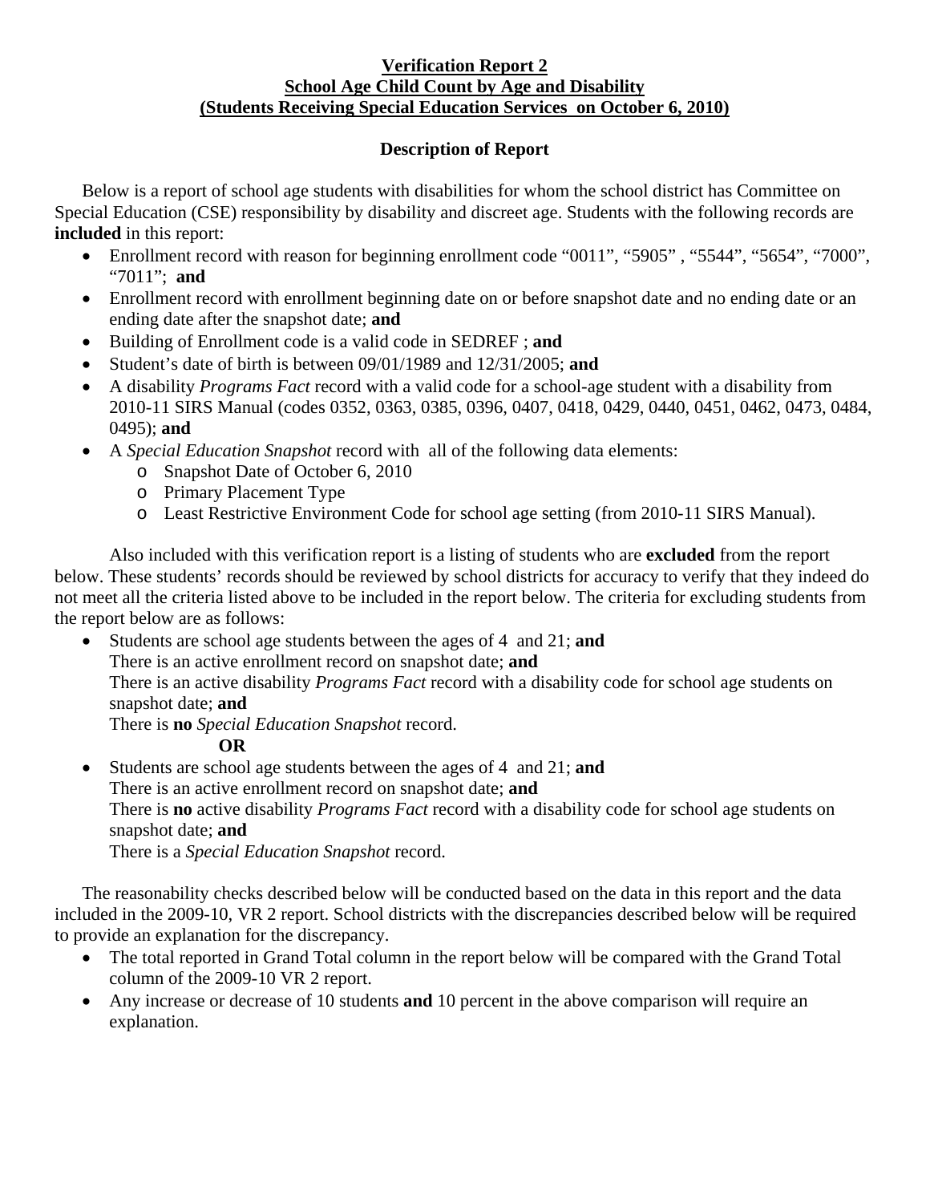**Verification Report 2**
**School Age Child Count by Age and Disability**
**(Students Receiving Special Education Services on October 6, 2010)**

**Description of Report**

Below is a report of school age students with disabilities for whom the school district has Committee on Special Education (CSE) responsibility by disability and discreet age. Students with the following records are **included** in this report:

- Enrollment record with reason for beginning enrollment code "0011", "5905" , "5544", "5654", "7000", "7011"; **and**
- Enrollment record with enrollment beginning date on or before snapshot date and no ending date or an ending date after the snapshot date; **and**
- Building of Enrollment code is a valid code in SEDREF ; **and**
- Student's date of birth is between 09/01/1989 and 12/31/2005; **and**
- A disability *Programs Fact* record with a valid code for a school-age student with a disability from 2010-11 SIRS Manual (codes 0352, 0363, 0385, 0396, 0407, 0418, 0429, 0440, 0451, 0462, 0473, 0484, 0495); **and**
- A *Special Education Snapshot* record with all of the following data elements:
  - Snapshot Date of October 6, 2010
  - Primary Placement Type
  - Least Restrictive Environment Code for school age setting (from 2010-11 SIRS Manual).

Also included with this verification report is a listing of students who are **excluded** from the report below. These students' records should be reviewed by school districts for accuracy to verify that they indeed do not meet all the criteria listed above to be included in the report below. The criteria for excluding students from the report below are as follows:

- Students are school age students between the ages of 4 and 21; **and**
  There is an active enrollment record on snapshot date; **and**
  There is an active disability *Programs Fact* record with a disability code for school age students on snapshot date; **and**
  There is **no** *Special Education Snapshot* record.

  **OR**

- Students are school age students between the ages of 4 and 21; **and**
  There is an active enrollment record on snapshot date; **and**
  There is **no** active disability *Programs Fact* record with a disability code for school age students on snapshot date; **and**
  There is a *Special Education Snapshot* record.

The reasonability checks described below will be conducted based on the data in this report and the data included in the 2009-10, VR 2 report. School districts with the discrepancies described below will be required to provide an explanation for the discrepancy.

- The total reported in Grand Total column in the report below will be compared with the Grand Total column of the 2009-10 VR 2 report.
- Any increase or decrease of 10 students **and** 10 percent in the above comparison will require an explanation.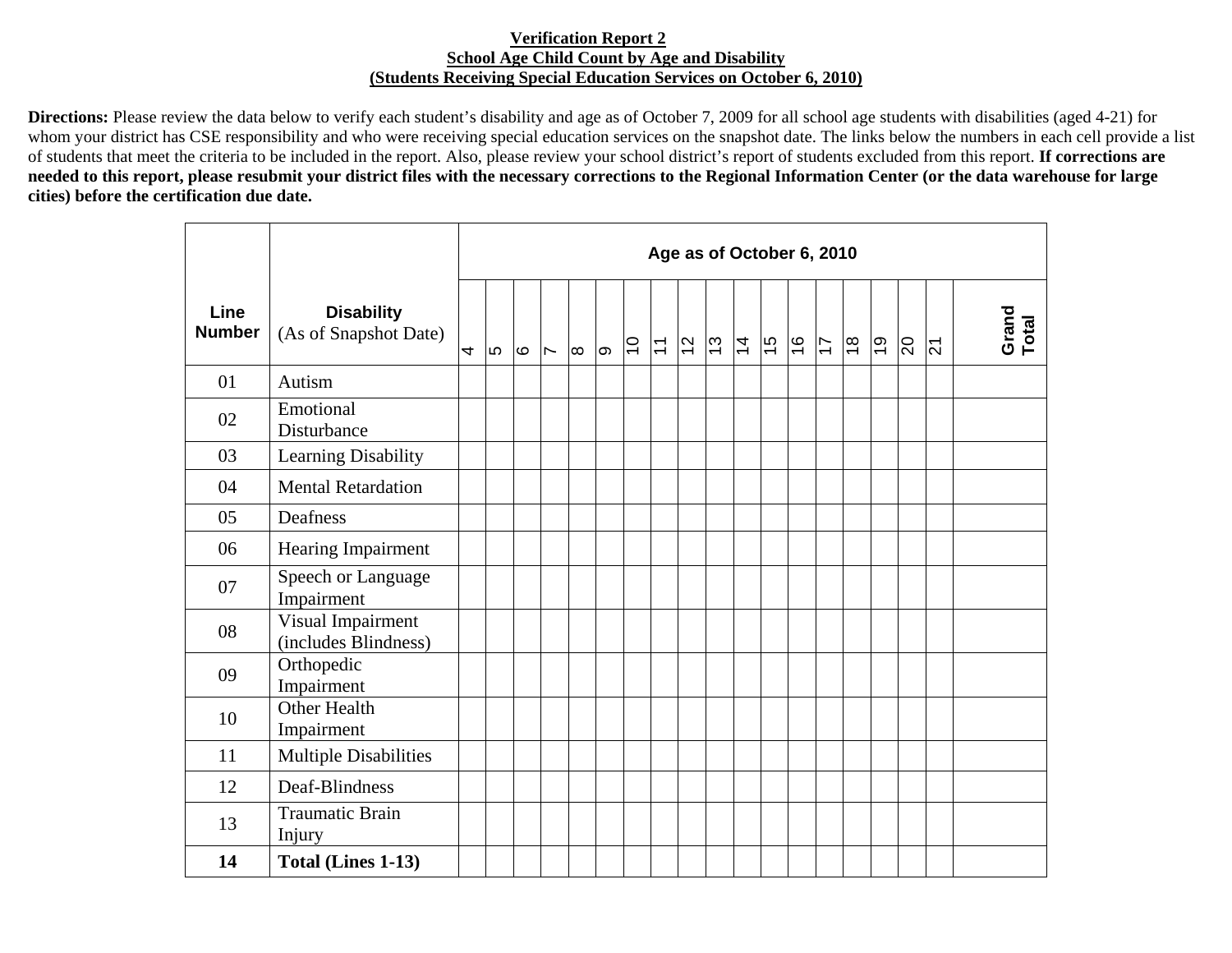**Verification Report 2**
**School Age Child Count by Age and Disability**
**(Students Receiving Special Education Services on October 6, 2010)**

**Directions:** Please review the data below to verify each student's disability and age as of October 7, 2009 for all school age students with disabilities (aged 4-21) for whom your district has CSE responsibility and who were receiving special education services on the snapshot date. The links below the numbers in each cell provide a list of students that meet the criteria to be included in the report. Also, please review your school district's report of students excluded from this report. **If corrections are needed to this report, please resubmit your district files with the necessary corrections to the Regional Information Center (or the data warehouse for large cities) before the certification due date.**

| Line Number | Disability (As of Snapshot Date) | Age as of October 6, 2010 | | | | | | | | | | | | | | | | | | |
|---|---|---|---|---|---|---|---|---|---|---|---|---|---|---|---|---|---|---|---|---|
| | | 4 | 5 | 6 | 7 | 8 | 9 | 10 | 11 | 12 | 13 | 14 | 15 | 16 | 17 | 18 | 19 | 20 | 21 | Grand Total |
| 01 | Autism | | | | | | | | | | | | | | | | | | | |
| 02 | Emotional Disturbance | | | | | | | | | | | | | | | | | | | |
| 03 | Learning Disability | | | | | | | | | | | | | | | | | | | |
| 04 | Mental Retardation | | | | | | | | | | | | | | | | | | | |
| 05 | Deafness | | | | | | | | | | | | | | | | | | | |
| 06 | Hearing Impairment | | | | | | | | | | | | | | | | | | | |
| 07 | Speech or Language Impairment | | | | | | | | | | | | | | | | | | | |
| 08 | Visual Impairment (includes Blindness) | | | | | | | | | | | | | | | | | | | |
| 09 | Orthopedic Impairment | | | | | | | | | | | | | | | | | | | |
| 10 | Other Health Impairment | | | | | | | | | | | | | | | | | | | |
| 11 | Multiple Disabilities | | | | | | | | | | | | | | | | | | | |
| 12 | Deaf-Blindness | | | | | | | | | | | | | | | | | | | |
| 13 | Traumatic Brain Injury | | | | | | | | | | | | | | | | | | | |
| **14** | **Total (Lines 1-13)** | | | | | | | | | | | | | | | | | | | |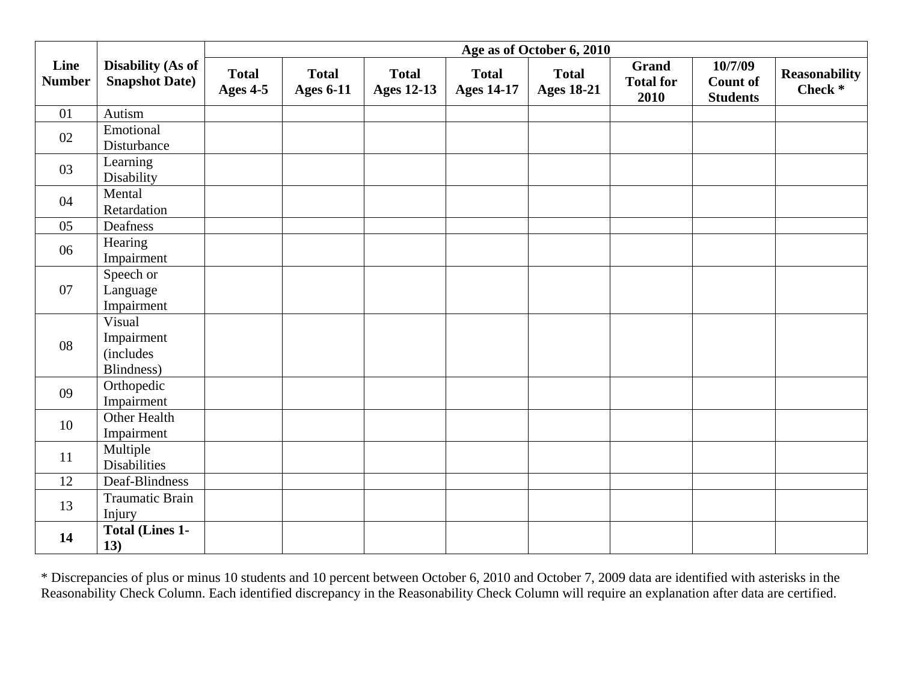| Line Number | Disability (As of Snapshot Date) | Age as of October 6, 2010 | | | | | | | |
|---|---|---|---|---|---|---|---|---|---|
| | | Total Ages 4-5 | Total Ages 6-11 | Total Ages 12-13 | Total Ages 14-17 | Total Ages 18-21 | Grand Total for 2010 | 10/7/09 Count of Students | Reasonability Check * |
| 01 | Autism | | | | | | | | |
| 02 | Emotional Disturbance | | | | | | | | |
| 03 | Learning Disability | | | | | | | | |
| 04 | Mental Retardation | | | | | | | | |
| 05 | Deafness | | | | | | | | |
| 06 | Hearing Impairment | | | | | | | | |
| 07 | Speech or Language Impairment | | | | | | | | |
| 08 | Visual Impairment (includes Blindness) | | | | | | | | |
| 09 | Orthopedic Impairment | | | | | | | | |
| 10 | Other Health Impairment | | | | | | | | |
| 11 | Multiple Disabilities | | | | | | | | |
| 12 | Deaf-Blindness | | | | | | | | |
| 13 | Traumatic Brain Injury | | | | | | | | |
| **14** | **Total (Lines 1-13)** | | | | | | | | |

* Discrepancies of plus or minus 10 students and 10 percent between October 6, 2010 and October 7, 2009 data are identified with asterisks in the Reasonability Check Column. Each identified discrepancy in the Reasonability Check Column will require an explanation after data are certified.